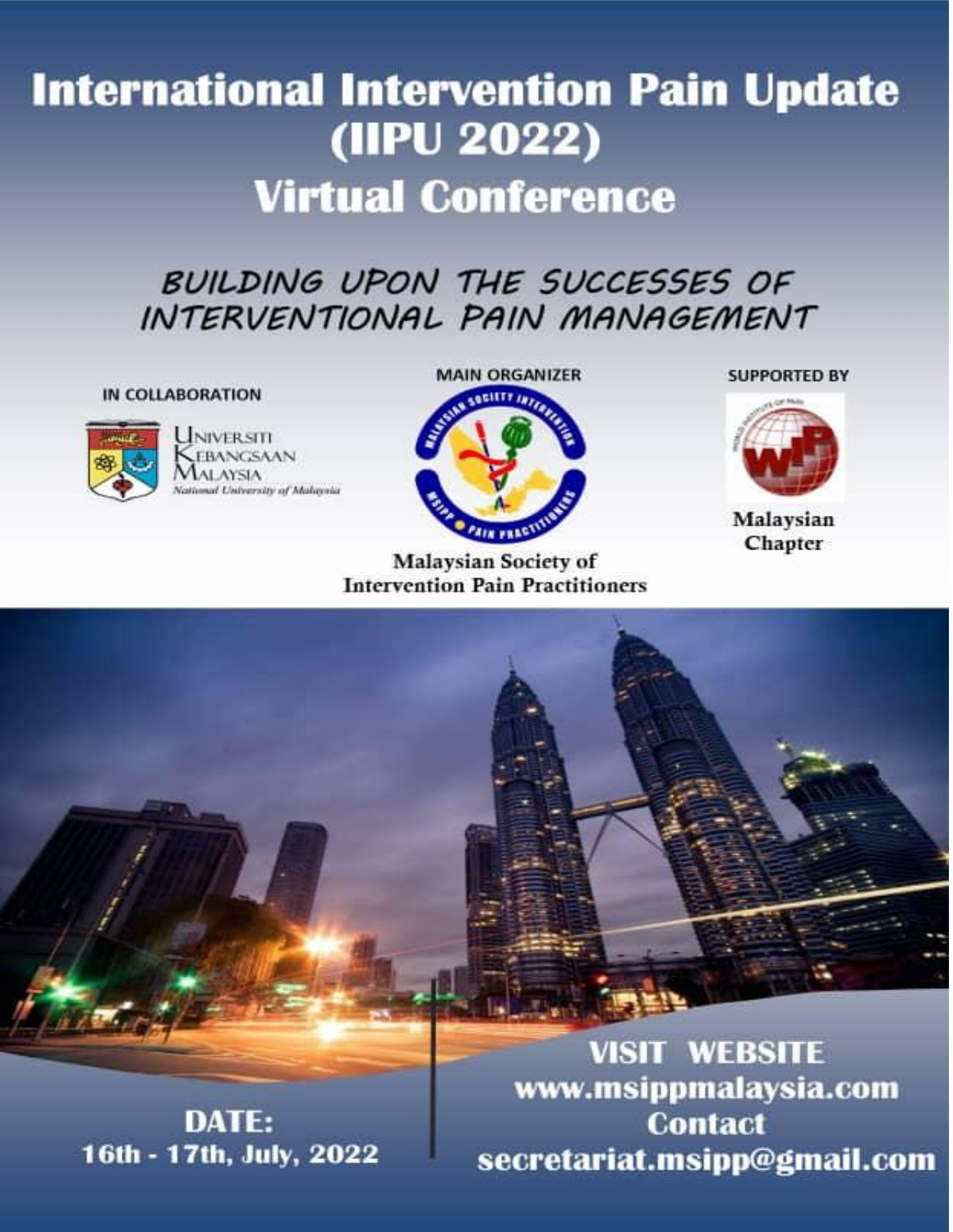# International Intervention Pain Update (IIPU 2022)

## Virtual Conference

*BUILDING UPON THE SUCCESSES OF INTERVENTIONAL PAIN MANAGEMENT*

**IN COLLABORATION**

Universiti Kebangsaan Malaysia
National University of Malaysia

**MAIN ORGANIZER**

Malaysian Society of Intervention Pain Practitioners

**SUPPORTED BY**

Malaysian Chapter

**DATE:**
16th - 17th, July, 2022

**VISIT WEBSITE**
www.msippmalaysia.com
**Contact**
secretariat.msipp@gmail.com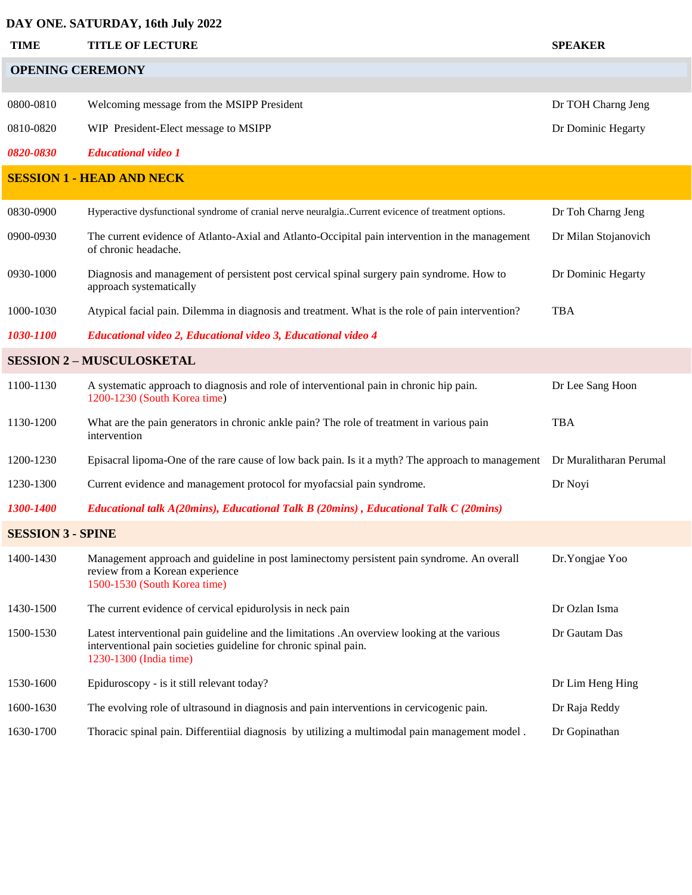**DAY ONE. SATURDAY, 16th July 2022**

| TIME | TITLE OF LECTURE | SPEAKER |
|---|---|---|
| **OPENING CEREMONY** | | |
| 0800-0810 | Welcoming message from the MSIPP President | Dr TOH Charng Jeng |
| 0810-0820 | WIP President-Elect message to MSIPP | Dr Dominic Hegarty |
| ***0820-0830*** | ***Educational video 1*** | |
| **SESSION 1 - HEAD AND NECK** | | |
| 0830-0900 | Hyperactive dysfunctional syndrome of cranial nerve neuralgia..Current evicence of treatment options. | Dr Toh Charng Jeng |
| 0900-0930 | The current evidence of Atlanto-Axial and Atlanto-Occipital pain intervention in the management of chronic headache. | Dr Milan Stojanovich |
| 0930-1000 | Diagnosis and management of persistent post cervical spinal surgery pain syndrome. How to approach systematically | Dr Dominic Hegarty |
| 1000-1030 | Atypical facial pain. Dilemma in diagnosis and treatment. What is the role of pain intervention? | TBA |
| ***1030-1100*** | ***Educational video 2, Educational video 3, Educational video 4*** | |
| **SESSION 2 – MUSCULOSKETAL** | | |
| 1100-1130 | A systematic approach to diagnosis and role of interventional pain in chronic hip pain. 1200-1230 (South Korea time) | Dr Lee Sang Hoon |
| 1130-1200 | What are the pain generators in chronic ankle pain? The role of treatment in various pain intervention | TBA |
| 1200-1230 | Episacral lipoma-One of the rare cause of low back pain. Is it a myth? The approach to management | Dr Muralitharan Perumal |
| 1230-1300 | Current evidence and management protocol for myofacsial pain syndrome. | Dr Noyi |
| ***1300-1400*** | ***Educational talk A(20mins), Educational Talk B (20mins) , Educational Talk C (20mins)*** | |
| **SESSION 3 - SPINE** | | |
| 1400-1430 | Management approach and guideline in post laminectomy persistent pain syndrome. An overall review from a Korean experience 1500-1530 (South Korea time) | Dr.Yongjae Yoo |
| 1430-1500 | The current evidence of cervical epidurolysis in neck pain | Dr Ozlan Isma |
| 1500-1530 | Latest interventional pain guideline and the limitations .An overview looking at the various interventional pain societies guideline for chronic spinal pain. 1230-1300 (India time) | Dr Gautam Das |
| 1530-1600 | Epiduroscopy - is it still relevant today? | Dr Lim Heng Hing |
| 1600-1630 | The evolving role of ultrasound in diagnosis and pain interventions in cervicogenic pain. | Dr Raja Reddy |
| 1630-1700 | Thoracic spinal pain. Differentiial diagnosis by utilizing a multimodal pain management model . | Dr Gopinathan |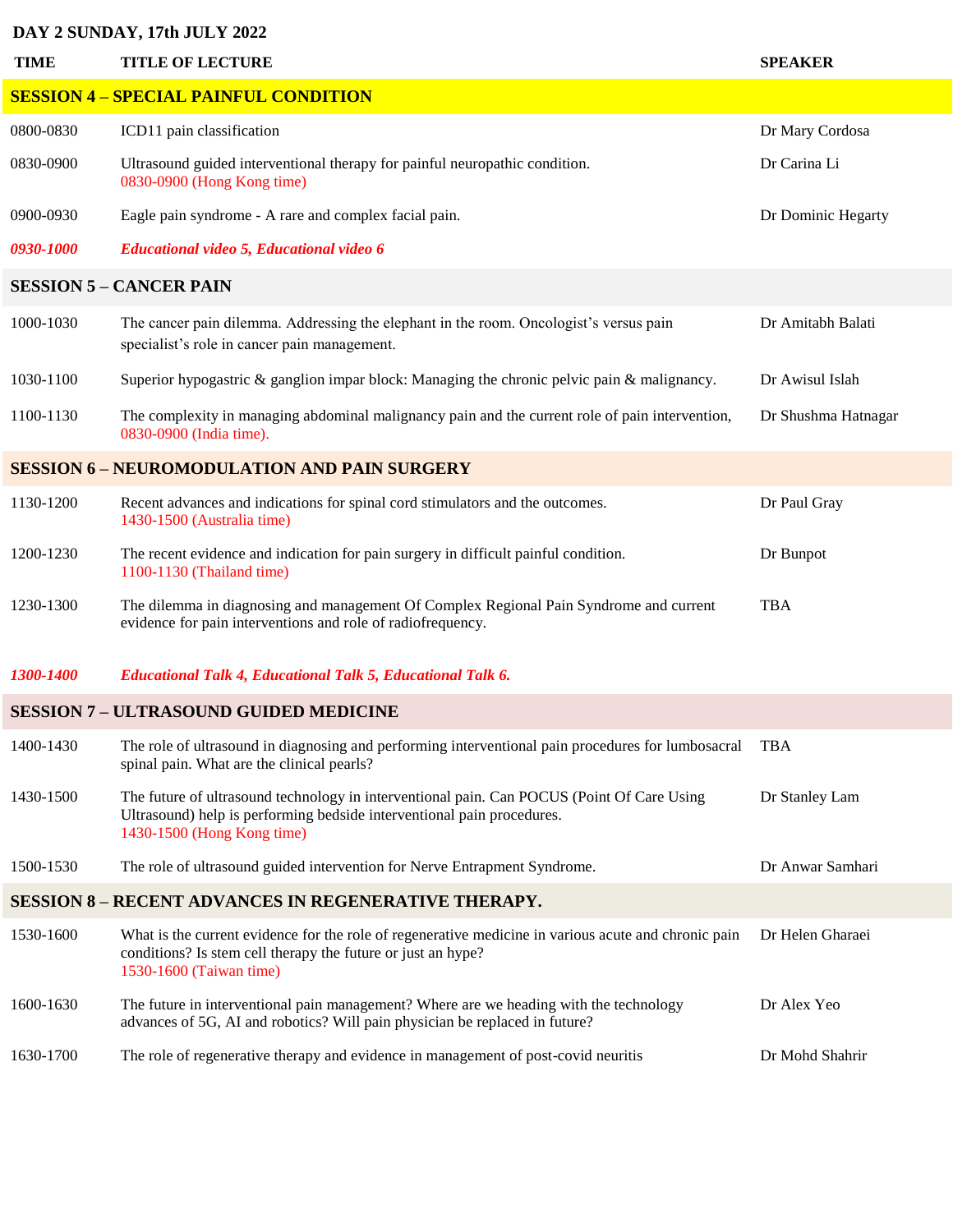**DAY 2 SUNDAY, 17th JULY 2022**

| TIME | TITLE OF LECTURE | SPEAKER |
|---|---|---|
| **SESSION 4 – SPECIAL PAINFUL CONDITION** | | |
| 0800-0830 | ICD11 pain classification | Dr Mary Cordosa |
| 0830-0900 | Ultrasound guided interventional therapy for painful neuropathic condition. 0830-0900 (Hong Kong time) | Dr Carina Li |
| 0900-0930 | Eagle pain syndrome - A rare and complex facial pain. | Dr Dominic Hegarty |
| ***0930-1000*** | ***Educational video 5, Educational video 6*** | |
| **SESSION 5 – CANCER PAIN** | | |
| 1000-1030 | The cancer pain dilemma. Addressing the elephant in the room. Oncologist's versus pain specialist's role in cancer pain management. | Dr Amitabh Balati |
| 1030-1100 | Superior hypogastric & ganglion impar block: Managing the chronic pelvic pain & malignancy. | Dr Awisul Islah |
| 1100-1130 | The complexity in managing abdominal malignancy pain and the current role of pain intervention, 0830-0900 (India time). | Dr Shushma Hatnagar |
| **SESSION 6 – NEUROMODULATION AND PAIN SURGERY** | | |
| 1130-1200 | Recent advances and indications for spinal cord stimulators and the outcomes. 1430-1500 (Australia time) | Dr Paul Gray |
| 1200-1230 | The recent evidence and indication for pain surgery in difficult painful condition. 1100-1130 (Thailand time) | Dr Bunpot |
| 1230-1300 | The dilemma in diagnosing and management Of Complex Regional Pain Syndrome and current evidence for pain interventions and role of radiofrequency. | TBA |
| ***1300-1400*** | ***Educational Talk 4, Educational Talk 5, Educational Talk 6.*** | |
| **SESSION 7 – ULTRASOUND GUIDED MEDICINE** | | |
| 1400-1430 | The role of ultrasound in diagnosing and performing interventional pain procedures for lumbosacral spinal pain. What are the clinical pearls? | TBA |
| 1430-1500 | The future of ultrasound technology in interventional pain. Can POCUS (Point Of Care Using Ultrasound) help is performing bedside interventional pain procedures. 1430-1500 (Hong Kong time) | Dr Stanley Lam |
| 1500-1530 | The role of ultrasound guided intervention for Nerve Entrapment Syndrome. | Dr Anwar Samhari |
| **SESSION 8 – RECENT ADVANCES IN REGENERATIVE THERAPY.** | | |
| 1530-1600 | What is the current evidence for the role of regenerative medicine in various acute and chronic pain conditions? Is stem cell therapy the future or just an hype? 1530-1600 (Taiwan time) | Dr Helen Gharaei |
| 1600-1630 | The future in interventional pain management? Where are we heading with the technology advances of 5G, AI and robotics? Will pain physician be replaced in future? | Dr Alex Yeo |
| 1630-1700 | The role of regenerative therapy and evidence in management of post-covid neuritis | Dr Mohd Shahrir |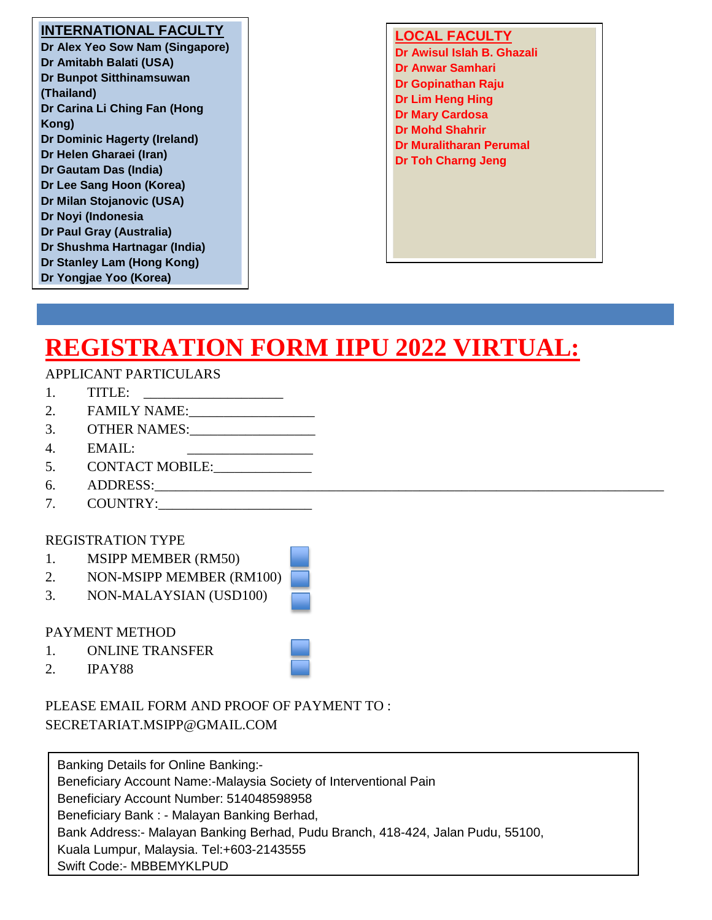## INTERNATIONAL FACULTY

**Dr Alex Yeo Sow Nam (Singapore)**
**Dr Amitabh Balati (USA)**
**Dr Bunpot Sitthinamsuwan (Thailand)**
**Dr Carina Li Ching Fan (Hong Kong)**
**Dr Dominic Hagerty (Ireland)**
**Dr Helen Gharaei (Iran)**
**Dr Gautam Das (India)**
**Dr Lee Sang Hoon (Korea)**
**Dr Milan Stojanovic (USA)**
**Dr Noyi (Indonesia**
**Dr Paul Gray (Australia)**
**Dr Shushma Hartnagar (India)**
**Dr Stanley Lam (Hong Kong)**
**Dr Yongjae Yoo (Korea)**

## LOCAL FACULTY

**Dr Awisul Islah B. Ghazali**
**Dr Anwar Samhari**
**Dr Gopinathan Raju**
**Dr Lim Heng Hing**
**Dr Mary Cardosa**
**Dr Mohd Shahrir**
**Dr Muralitharan Perumal**
**Dr Toh Charng Jeng**

# REGISTRATION FORM IIPU 2022 VIRTUAL:

APPLICANT PARTICULARS

1. TITLE: ____________________
2. FAMILY NAME:__________________
3. OTHER NAMES:__________________
4. EMAIL: __________________
5. CONTACT MOBILE:______________
6. ADDRESS:_____________________________________________________________________________
7. COUNTRY:______________________

REGISTRATION TYPE

1. MSIPP MEMBER (RM50) ☐
2. NON-MSIPP MEMBER (RM100) ☐
3. NON-MALAYSIAN (USD100) ☐

PAYMENT METHOD

1. ONLINE TRANSFER ☐
2. IPAY88 ☐

PLEASE EMAIL FORM AND PROOF OF PAYMENT TO :
SECRETARIAT.MSIPP@GMAIL.COM

Banking Details for Online Banking:-
Beneficiary Account Name:-Malaysia Society of Interventional Pain
Beneficiary Account Number: 514048598958
Beneficiary Bank : - Malayan Banking Berhad,
Bank Address:- Malayan Banking Berhad, Pudu Branch, 418-424, Jalan Pudu, 55100, Kuala Lumpur, Malaysia. Tel:+603-2143555
Swift Code:- MBBEMYKLPUD